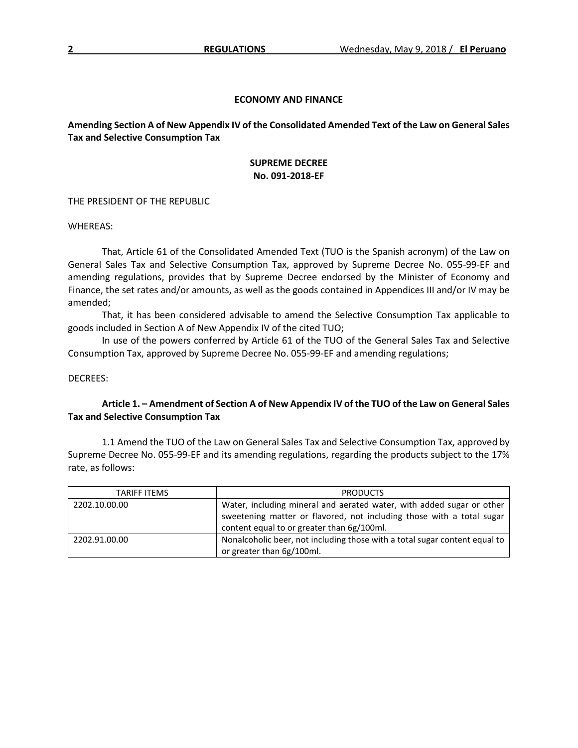## ECONOMY AND FINANCE

**Amending Section A of New Appendix IV of the Consolidated Amended Text of the Law on General Sales Tax and Selective Consumption Tax**

**SUPREME DECREE**
**No. 091-2018-EF**

THE PRESIDENT OF THE REPUBLIC

WHEREAS:

That, Article 61 of the Consolidated Amended Text (TUO is the Spanish acronym) of the Law on General Sales Tax and Selective Consumption Tax, approved by Supreme Decree No. 055-99-EF and amending regulations, provides that by Supreme Decree endorsed by the Minister of Economy and Finance, the set rates and/or amounts, as well as the goods contained in Appendices III and/or IV may be amended;

That, it has been considered advisable to amend the Selective Consumption Tax applicable to goods included in Section A of New Appendix IV of the cited TUO;

In use of the powers conferred by Article 61 of the TUO of the General Sales Tax and Selective Consumption Tax, approved by Supreme Decree No. 055-99-EF and amending regulations;

DECREES:

**Article 1. – Amendment of Section A of New Appendix IV of the TUO of the Law on General Sales Tax and Selective Consumption Tax**

1.1 Amend the TUO of the Law on General Sales Tax and Selective Consumption Tax, approved by Supreme Decree No. 055-99-EF and its amending regulations, regarding the products subject to the 17% rate, as follows:

| TARIFF ITEMS | PRODUCTS |
|---|---|
| 2202.10.00.00 | Water, including mineral and aerated water, with added sugar or other sweetening matter or flavored, not including those with a total sugar content equal to or greater than 6g/100ml. |
| 2202.91.00.00 | Nonalcoholic beer, not including those with a total sugar content equal to or greater than 6g/100ml. |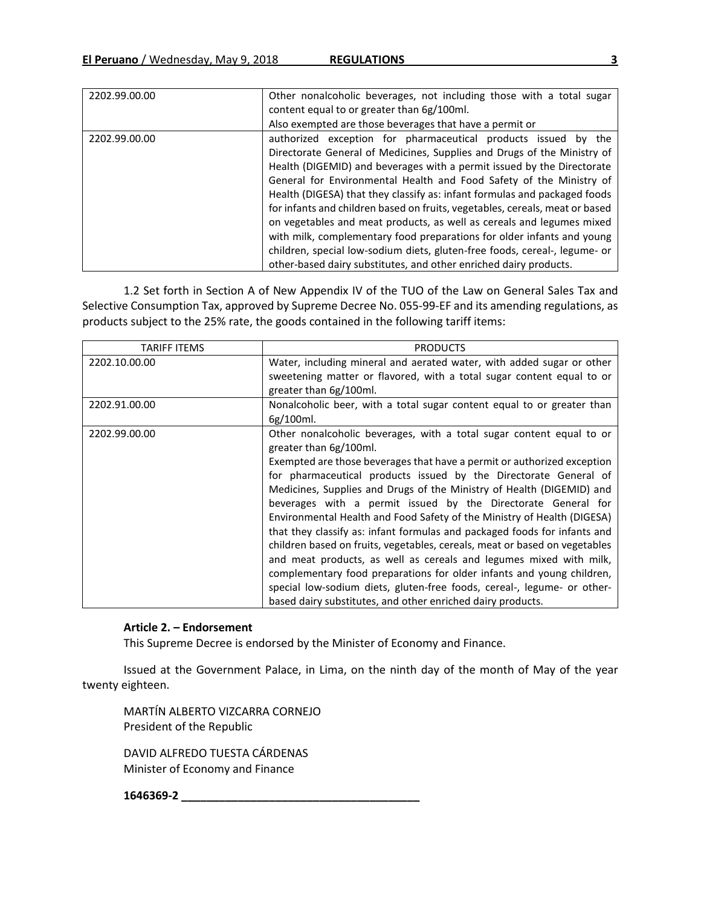| | |
|---|---|
| 2202.99.00.00 | Other nonalcoholic beverages, not including those with a total sugar content equal to or greater than 6g/100ml. Also exempted are those beverages that have a permit or |
| 2202.99.00.00 | authorized exception for pharmaceutical products issued by the Directorate General of Medicines, Supplies and Drugs of the Ministry of Health (DIGEMID) and beverages with a permit issued by the Directorate General for Environmental Health and Food Safety of the Ministry of Health (DIGESA) that they classify as: infant formulas and packaged foods for infants and children based on fruits, vegetables, cereals, meat or based on vegetables and meat products, as well as cereals and legumes mixed with milk, complementary food preparations for older infants and young children, special low-sodium diets, gluten-free foods, cereal-, legume- or other-based dairy substitutes, and other enriched dairy products. |

1.2 Set forth in Section A of New Appendix IV of the TUO of the Law on General Sales Tax and Selective Consumption Tax, approved by Supreme Decree No. 055-99-EF and its amending regulations, as products subject to the 25% rate, the goods contained in the following tariff items:

| TARIFF ITEMS | PRODUCTS |
|---|---|
| 2202.10.00.00 | Water, including mineral and aerated water, with added sugar or other sweetening matter or flavored, with a total sugar content equal to or greater than 6g/100ml. |
| 2202.91.00.00 | Nonalcoholic beer, with a total sugar content equal to or greater than 6g/100ml. |
| 2202.99.00.00 | Other nonalcoholic beverages, with a total sugar content equal to or greater than 6g/100ml. Exempted are those beverages that have a permit or authorized exception for pharmaceutical products issued by the Directorate General of Medicines, Supplies and Drugs of the Ministry of Health (DIGEMID) and beverages with a permit issued by the Directorate General for Environmental Health and Food Safety of the Ministry of Health (DIGESA) that they classify as: infant formulas and packaged foods for infants and children based on fruits, vegetables, cereals, meat or based on vegetables and meat products, as well as cereals and legumes mixed with milk, complementary food preparations for older infants and young children, special low-sodium diets, gluten-free foods, cereal-, legume- or other-based dairy substitutes, and other enriched dairy products. |

**Article 2. – Endorsement**

This Supreme Decree is endorsed by the Minister of Economy and Finance.

Issued at the Government Palace, in Lima, on the ninth day of the month of May of the year twenty eighteen.

MARTÍN ALBERTO VIZCARRA CORNEJO
President of the Republic

DAVID ALFREDO TUESTA CÁRDENAS
Minister of Economy and Finance

**1646369-2**